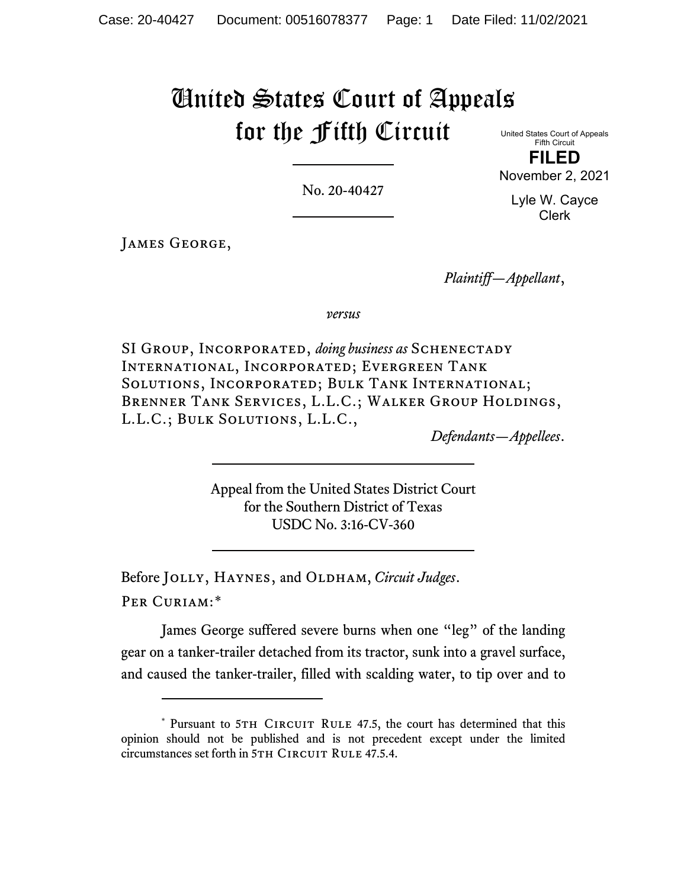# United States Court of Appeals for the Fifth Circuit

United States Court of Appeals
Fifth Circuit

**FILED**

November 2, 2021

Lyle W. Cayce
Clerk

No. 20-40427

James George,

*Plaintiff—Appellant*,

*versus*

SI Group, Incorporated, *doing business as* Schenectady International, Incorporated; Evergreen Tank Solutions, Incorporated; Bulk Tank International; Brenner Tank Services, L.L.C.; Walker Group Holdings, L.L.C.; Bulk Solutions, L.L.C.,

*Defendants—Appellees*.

Appeal from the United States District Court
for the Southern District of Texas
USDC No. 3:16-CV-360

Before Jolly, Haynes, and Oldham, *Circuit Judges*.

Per Curiam:*

James George suffered severe burns when one "leg" of the landing gear on a tanker-trailer detached from its tractor, sunk into a gravel surface, and caused the tanker-trailer, filled with scalding water, to tip over and to

---

\* Pursuant to 5th Circuit Rule 47.5, the court has determined that this opinion should not be published and is not precedent except under the limited circumstances set forth in 5th Circuit Rule 47.5.4.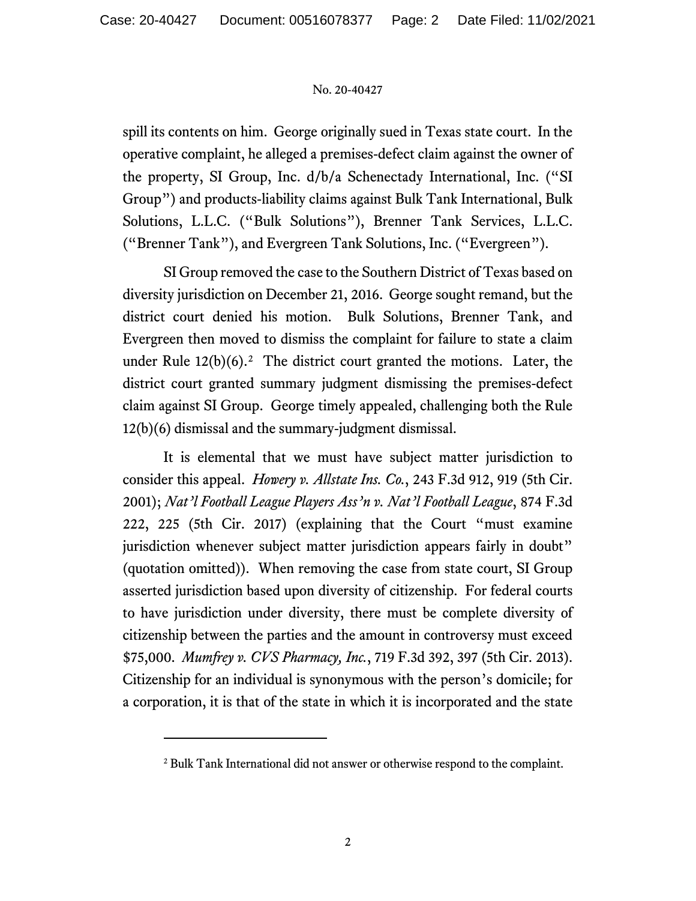spill its contents on him. George originally sued in Texas state court. In the operative complaint, he alleged a premises-defect claim against the owner of the property, SI Group, Inc. d/b/a Schenectady International, Inc. ("SI Group") and products-liability claims against Bulk Tank International, Bulk Solutions, L.L.C. ("Bulk Solutions"), Brenner Tank Services, L.L.C. ("Brenner Tank"), and Evergreen Tank Solutions, Inc. ("Evergreen").

SI Group removed the case to the Southern District of Texas based on diversity jurisdiction on December 21, 2016. George sought remand, but the district court denied his motion. Bulk Solutions, Brenner Tank, and Evergreen then moved to dismiss the complaint for failure to state a claim under Rule 12(b)(6).[2] The district court granted the motions. Later, the district court granted summary judgment dismissing the premises-defect claim against SI Group. George timely appealed, challenging both the Rule 12(b)(6) dismissal and the summary-judgment dismissal.

It is elemental that we must have subject matter jurisdiction to consider this appeal. *Howery v. Allstate Ins. Co.*, 243 F.3d 912, 919 (5th Cir. 2001); *Nat'l Football League Players Ass'n v. Nat'l Football League*, 874 F.3d 222, 225 (5th Cir. 2017) (explaining that the Court "must examine jurisdiction whenever subject matter jurisdiction appears fairly in doubt" (quotation omitted)). When removing the case from state court, SI Group asserted jurisdiction based upon diversity of citizenship. For federal courts to have jurisdiction under diversity, there must be complete diversity of citizenship between the parties and the amount in controversy must exceed $75,000. *Mumfrey v. CVS Pharmacy, Inc.*, 719 F.3d 392, 397 (5th Cir. 2013). Citizenship for an individual is synonymous with the person's domicile; for a corporation, it is that of the state in which it is incorporated and the state

---

[2] Bulk Tank International did not answer or otherwise respond to the complaint.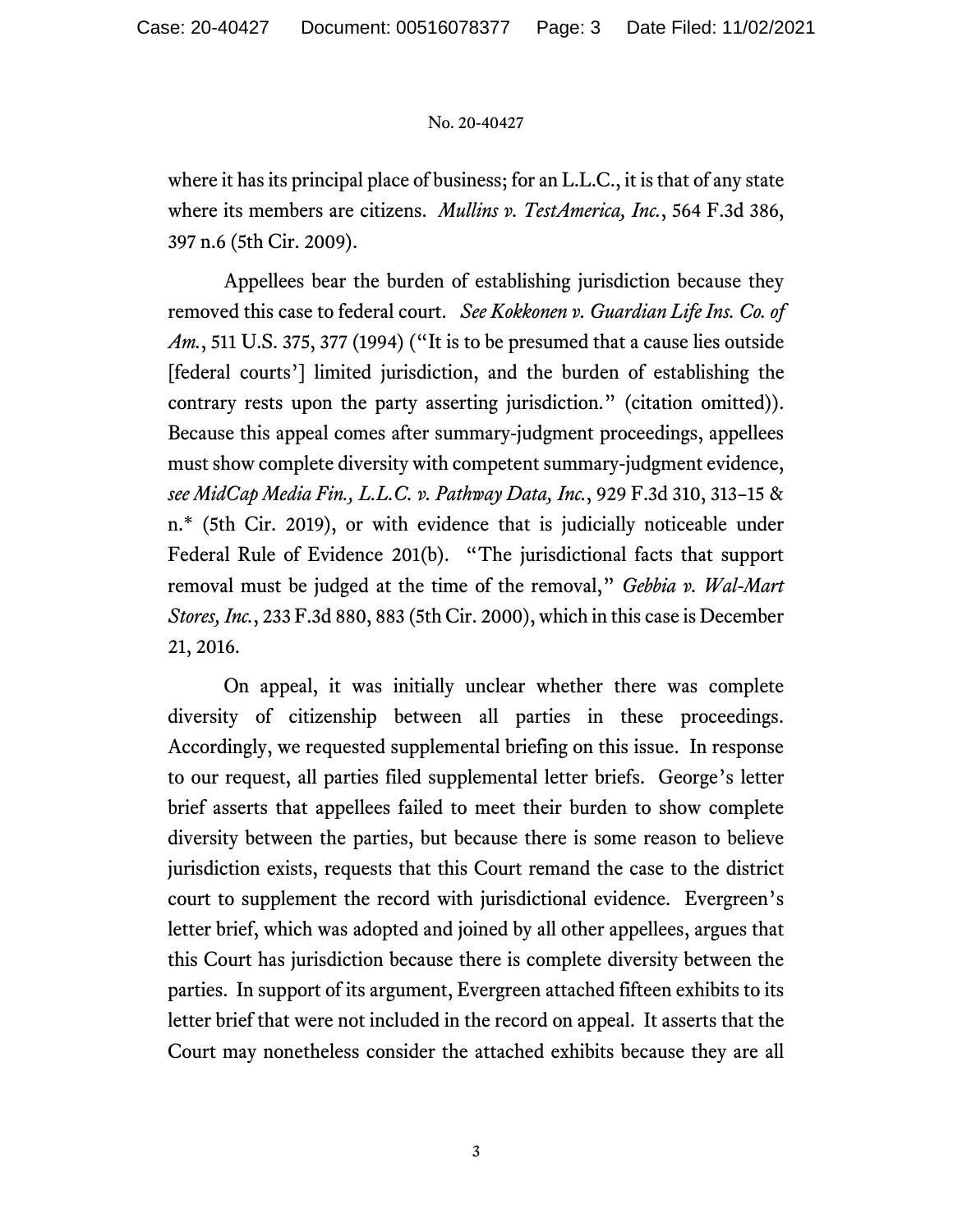where it has its principal place of business; for an L.L.C., it is that of any state where its members are citizens. *Mullins v. TestAmerica, Inc.*, 564 F.3d 386, 397 n.6 (5th Cir. 2009).

Appellees bear the burden of establishing jurisdiction because they removed this case to federal court. *See Kokkonen v. Guardian Life Ins. Co. of Am.*, 511 U.S. 375, 377 (1994) ("It is to be presumed that a cause lies outside [federal courts'] limited jurisdiction, and the burden of establishing the contrary rests upon the party asserting jurisdiction." (citation omitted)). Because this appeal comes after summary-judgment proceedings, appellees must show complete diversity with competent summary-judgment evidence, *see MidCap Media Fin., L.L.C. v. Pathway Data, Inc.*, 929 F.3d 310, 313–15 & n.* (5th Cir. 2019), or with evidence that is judicially noticeable under Federal Rule of Evidence 201(b). "The jurisdictional facts that support removal must be judged at the time of the removal," *Gebbia v. Wal-Mart Stores, Inc.*, 233 F.3d 880, 883 (5th Cir. 2000), which in this case is December 21, 2016.

On appeal, it was initially unclear whether there was complete diversity of citizenship between all parties in these proceedings. Accordingly, we requested supplemental briefing on this issue. In response to our request, all parties filed supplemental letter briefs. George's letter brief asserts that appellees failed to meet their burden to show complete diversity between the parties, but because there is some reason to believe jurisdiction exists, requests that this Court remand the case to the district court to supplement the record with jurisdictional evidence. Evergreen's letter brief, which was adopted and joined by all other appellees, argues that this Court has jurisdiction because there is complete diversity between the parties. In support of its argument, Evergreen attached fifteen exhibits to its letter brief that were not included in the record on appeal. It asserts that the Court may nonetheless consider the attached exhibits because they are all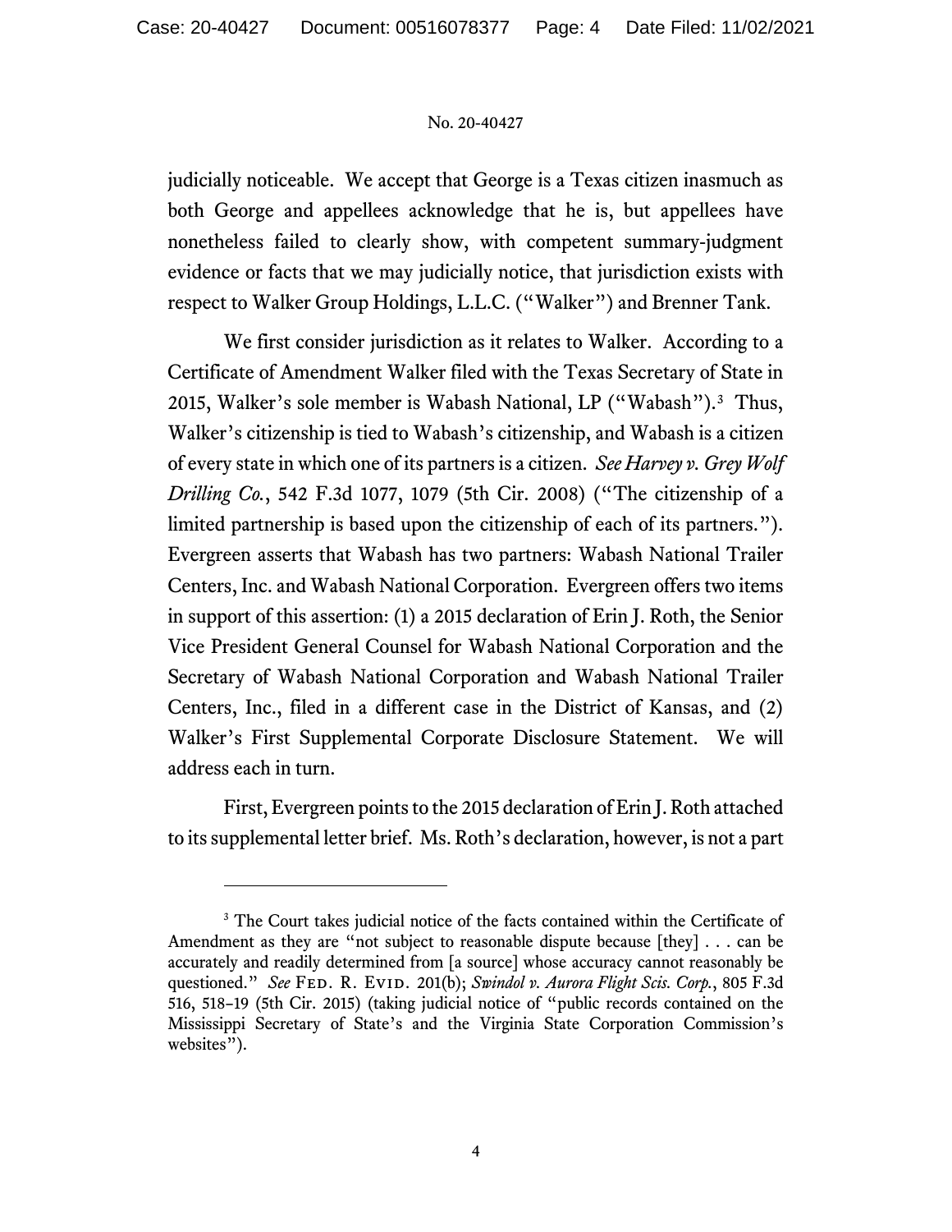judicially noticeable. We accept that George is a Texas citizen inasmuch as both George and appellees acknowledge that he is, but appellees have nonetheless failed to clearly show, with competent summary-judgment evidence or facts that we may judicially notice, that jurisdiction exists with respect to Walker Group Holdings, L.L.C. ("Walker") and Brenner Tank.

We first consider jurisdiction as it relates to Walker. According to a Certificate of Amendment Walker filed with the Texas Secretary of State in 2015, Walker's sole member is Wabash National, LP ("Wabash").[3] Thus, Walker's citizenship is tied to Wabash's citizenship, and Wabash is a citizen of every state in which one of its partners is a citizen. *See Harvey v. Grey Wolf Drilling Co.*, 542 F.3d 1077, 1079 (5th Cir. 2008) ("The citizenship of a limited partnership is based upon the citizenship of each of its partners."). Evergreen asserts that Wabash has two partners: Wabash National Trailer Centers, Inc. and Wabash National Corporation. Evergreen offers two items in support of this assertion: (1) a 2015 declaration of Erin J. Roth, the Senior Vice President General Counsel for Wabash National Corporation and the Secretary of Wabash National Corporation and Wabash National Trailer Centers, Inc., filed in a different case in the District of Kansas, and (2) Walker's First Supplemental Corporate Disclosure Statement. We will address each in turn.

First, Evergreen points to the 2015 declaration of Erin J. Roth attached to its supplemental letter brief. Ms. Roth's declaration, however, is not a part

---

[3] The Court takes judicial notice of the facts contained within the Certificate of Amendment as they are "not subject to reasonable dispute because [they] . . . can be accurately and readily determined from [a source] whose accuracy cannot reasonably be questioned." *See* Fed. R. Evid. 201(b); *Swindol v. Aurora Flight Scis. Corp.*, 805 F.3d 516, 518–19 (5th Cir. 2015) (taking judicial notice of "public records contained on the Mississippi Secretary of State's and the Virginia State Corporation Commission's websites").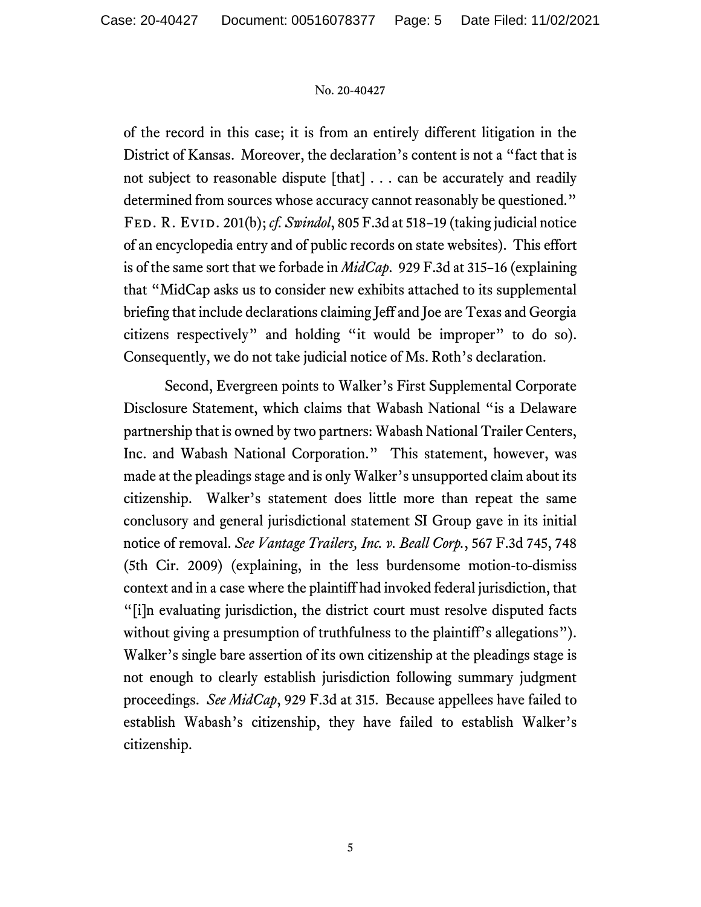of the record in this case; it is from an entirely different litigation in the District of Kansas. Moreover, the declaration's content is not a "fact that is not subject to reasonable dispute [that] . . . can be accurately and readily determined from sources whose accuracy cannot reasonably be questioned." FED. R. EVID. 201(b); *cf. Swindol*, 805 F.3d at 518–19 (taking judicial notice of an encyclopedia entry and of public records on state websites). This effort is of the same sort that we forbade in *MidCap*. 929 F.3d at 315–16 (explaining that "MidCap asks us to consider new exhibits attached to its supplemental briefing that include declarations claiming Jeff and Joe are Texas and Georgia citizens respectively" and holding "it would be improper" to do so). Consequently, we do not take judicial notice of Ms. Roth's declaration.

Second, Evergreen points to Walker's First Supplemental Corporate Disclosure Statement, which claims that Wabash National "is a Delaware partnership that is owned by two partners: Wabash National Trailer Centers, Inc. and Wabash National Corporation." This statement, however, was made at the pleadings stage and is only Walker's unsupported claim about its citizenship. Walker's statement does little more than repeat the same conclusory and general jurisdictional statement SI Group gave in its initial notice of removal. *See Vantage Trailers, Inc. v. Beall Corp.*, 567 F.3d 745, 748 (5th Cir. 2009) (explaining, in the less burdensome motion-to-dismiss context and in a case where the plaintiff had invoked federal jurisdiction, that "[i]n evaluating jurisdiction, the district court must resolve disputed facts without giving a presumption of truthfulness to the plaintiff's allegations"). Walker's single bare assertion of its own citizenship at the pleadings stage is not enough to clearly establish jurisdiction following summary judgment proceedings. *See MidCap*, 929 F.3d at 315. Because appellees have failed to establish Wabash's citizenship, they have failed to establish Walker's citizenship.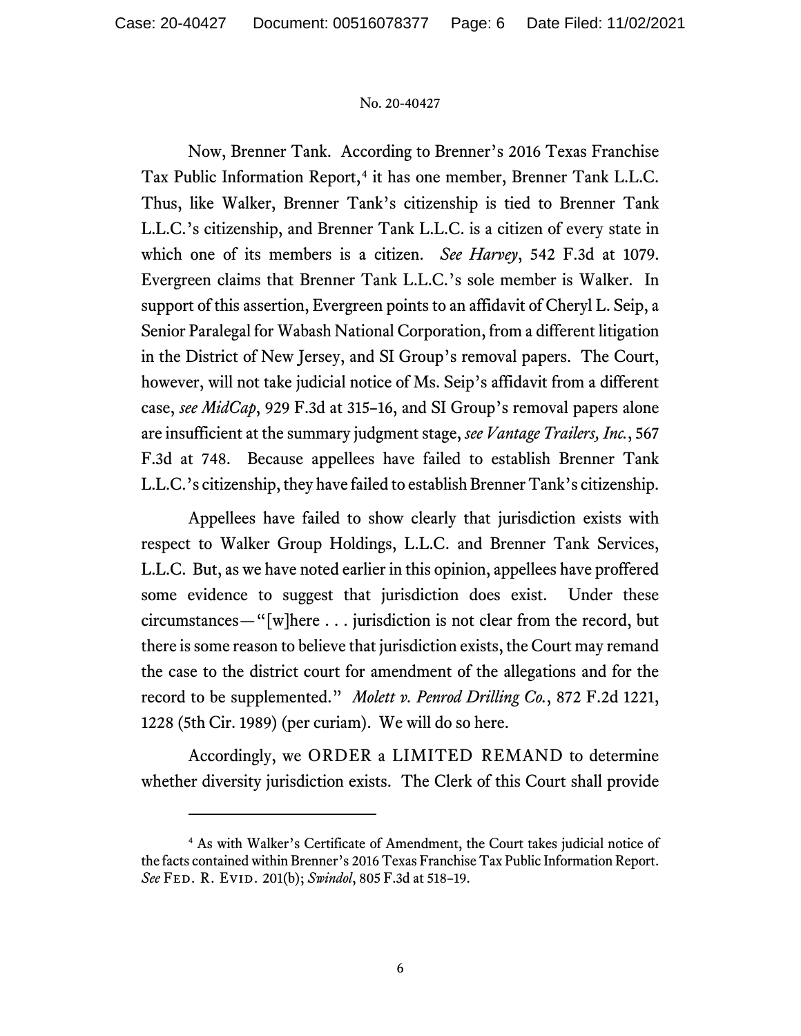Now, Brenner Tank. According to Brenner's 2016 Texas Franchise Tax Public Information Report,[4] it has one member, Brenner Tank L.L.C. Thus, like Walker, Brenner Tank's citizenship is tied to Brenner Tank L.L.C.'s citizenship, and Brenner Tank L.L.C. is a citizen of every state in which one of its members is a citizen. *See Harvey*, 542 F.3d at 1079. Evergreen claims that Brenner Tank L.L.C.'s sole member is Walker. In support of this assertion, Evergreen points to an affidavit of Cheryl L. Seip, a Senior Paralegal for Wabash National Corporation, from a different litigation in the District of New Jersey, and SI Group's removal papers. The Court, however, will not take judicial notice of Ms. Seip's affidavit from a different case, *see MidCap*, 929 F.3d at 315–16, and SI Group's removal papers alone are insufficient at the summary judgment stage, *see Vantage Trailers, Inc.*, 567 F.3d at 748. Because appellees have failed to establish Brenner Tank L.L.C.'s citizenship, they have failed to establish Brenner Tank's citizenship.

Appellees have failed to show clearly that jurisdiction exists with respect to Walker Group Holdings, L.L.C. and Brenner Tank Services, L.L.C. But, as we have noted earlier in this opinion, appellees have proffered some evidence to suggest that jurisdiction does exist. Under these circumstances—"[w]here . . . jurisdiction is not clear from the record, but there is some reason to believe that jurisdiction exists, the Court may remand the case to the district court for amendment of the allegations and for the record to be supplemented." *Molett v. Penrod Drilling Co.*, 872 F.2d 1221, 1228 (5th Cir. 1989) (per curiam). We will do so here.

Accordingly, we ORDER a LIMITED REMAND to determine whether diversity jurisdiction exists. The Clerk of this Court shall provide

---

[4] As with Walker's Certificate of Amendment, the Court takes judicial notice of the facts contained within Brenner's 2016 Texas Franchise Tax Public Information Report. *See* Fed. R. Evid. 201(b); *Swindol*, 805 F.3d at 518–19.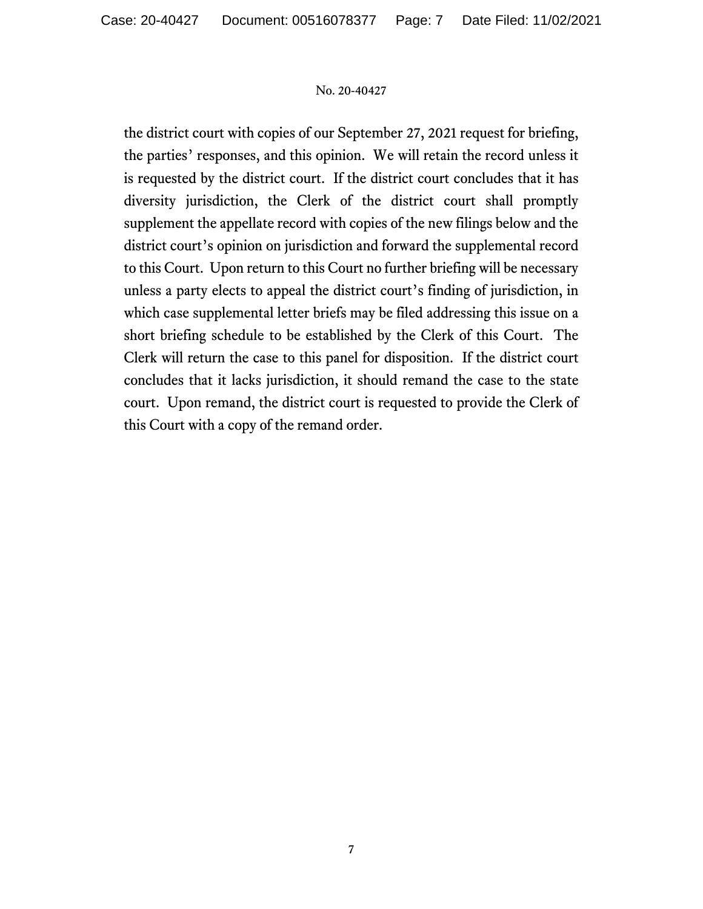the district court with copies of our September 27, 2021 request for briefing, the parties' responses, and this opinion. We will retain the record unless it is requested by the district court. If the district court concludes that it has diversity jurisdiction, the Clerk of the district court shall promptly supplement the appellate record with copies of the new filings below and the district court's opinion on jurisdiction and forward the supplemental record to this Court. Upon return to this Court no further briefing will be necessary unless a party elects to appeal the district court's finding of jurisdiction, in which case supplemental letter briefs may be filed addressing this issue on a short briefing schedule to be established by the Clerk of this Court. The Clerk will return the case to this panel for disposition. If the district court concludes that it lacks jurisdiction, it should remand the case to the state court. Upon remand, the district court is requested to provide the Clerk of this Court with a copy of the remand order.